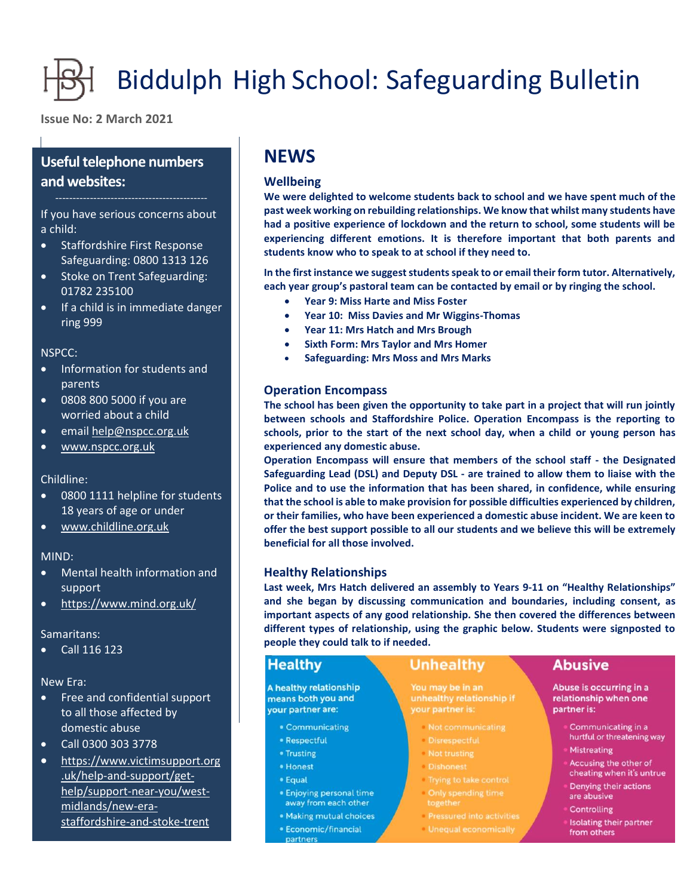# Biddulph High School: Safeguarding Bulletin

Issue No: 2 March 2021

## NEWS

### Wellbeing

**We were delighted to welcome students back to school and we have spent much of the past week working on rebuilding relationships. We know that whilst many students have had a positive experience of lockdown and the return to school, some students will be experiencing different emotions. It is therefore important that both parents and students know who to speak to at school if they need to.**

**In the first instance we suggest students speak to or email their form tutor. Alternatively, each year group's pastoral team can be contacted by email or by ringing the school.**

- **Year 9: Miss Harte and Miss Foster**
- **Year 10: Miss Davies and Mr Wiggins-Thomas**
- **Year 11: Mrs Hatch and Mrs Brough**
- **Sixth Form: Mrs Taylor and Mrs Homer**
- **Safeguarding: Mrs Moss and Mrs Marks**

### Operation Encompass

**The school has been given the opportunity to take part in a project that will run jointly between schools and Staffordshire Police. Operation Encompass is the reporting to schools, prior to the start of the next school day, when a child or young person has experienced any domestic abuse.**

**Operation Encompass will ensure that members of the school staff - the Designated Safeguarding Lead (DSL) and Deputy DSL - are trained to allow them to liaise with the Police and to use the information that has been shared, in confidence, while ensuring that the school is able to make provision for possible difficulties experienced by children, or their families, who have been experienced a domestic abuse incident. We are keen to offer the best support possible to all our students and we believe this will be extremely beneficial for all those involved.**

### Healthy Relationships

**Last week, Mrs Hatch delivered an assembly to Years 9-11 on "Healthy Relationships" and she began by discussing communication and boundaries, including consent, as important aspects of any good relationship. She then covered the differences between different types of relationship, using the graphic below. Students were signposted to people they could talk to if needed.**

| Healthy | Unhealthy | Abusive |
|---|---|---|
| A healthy relationship means both you and your partner are: | You may be in an unhealthy relationship if your partner is: | Abuse is occurring in a relationship when one partner is: |
| Communicating | Not communicating | Communicating in a hurtful or threatening way |
| Respectful | Disrespectful | Mistreating |
| Trusting | Not trusting | Accusing the other of cheating when it's untrue |
| Honest | Dishonest | Denying their actions are abusive |
| Equal | Trying to take control | Controlling |
| Enjoying personal time away from each other | Only spending time together | Isolating their partner from others |
| Making mutual choices | Pressured into activities | |
| Economic/financial partners | Unequal economically | |

## Useful telephone numbers and websites:

If you have serious concerns about a child:

- Staffordshire First Response Safeguarding: 0800 1313 126
- Stoke on Trent Safeguarding: 01782 235100
- If a child is in immediate danger ring 999

NSPCC:

- Information for students and parents
- 0808 800 5000 if you are worried about a child
- email help@nspcc.org.uk
- www.nspcc.org.uk

Childline:

- 0800 1111 helpline for students 18 years of age or under
- www.childline.org.uk

MIND:

- Mental health information and support
- https://www.mind.org.uk/

Samaritans:

- Call 116 123

New Era:

- Free and confidential support to all those affected by domestic abuse
- Call 0300 303 3778
- https://www.victimsupport.org.uk/help-and-support/get-help/support-near-you/west-midlands/new-era-staffordshire-and-stoke-trent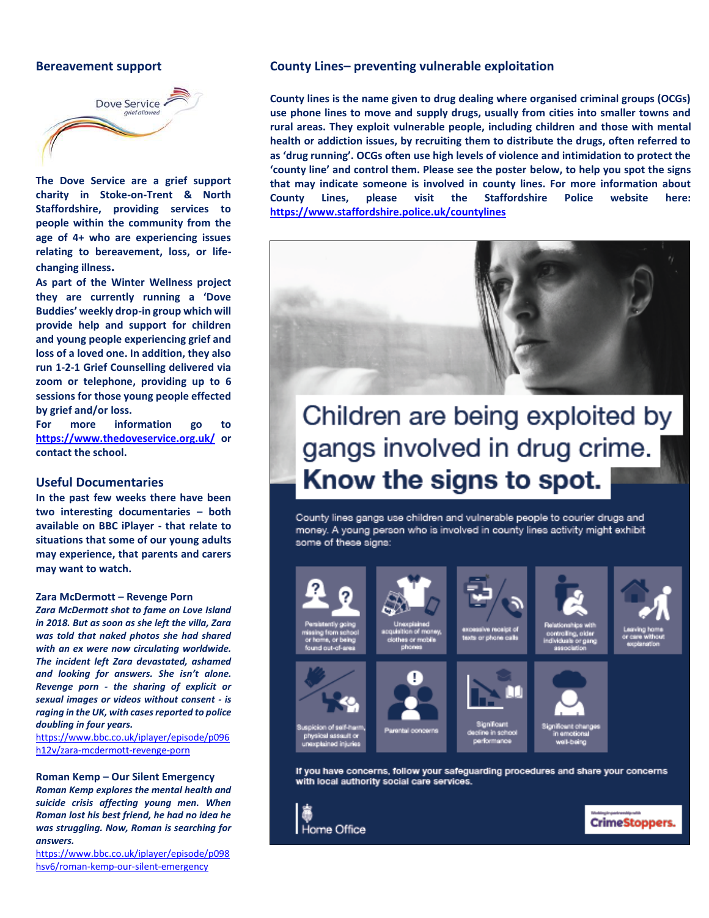## Bereavement support

**The Dove Service are a grief support charity in Stoke-on-Trent & North Staffordshire, providing services to people within the community from the age of 4+ who are experiencing issues relating to bereavement, loss, or life-changing illness.**

**As part of the Winter Wellness project they are currently running a 'Dove Buddies' weekly drop-in group which will provide help and support for children and young people experiencing grief and loss of a loved one. In addition, they also run 1-2-1 Grief Counselling delivered via zoom or telephone, providing up to 6 sessions for those young people effected by grief and/or loss.**

**For more information go to https://www.thedoveservice.org.uk/ or contact the school.**

## Useful Documentaries

**In the past few weeks there have been two interesting documentaries – both available on BBC iPlayer - that relate to situations that some of our young adults may experience, that parents and carers may want to watch.**

### Zara McDermott – Revenge Porn

***Zara McDermott shot to fame on Love Island in 2018. But as soon as she left the villa, Zara was told that naked photos she had shared with an ex were now circulating worldwide. The incident left Zara devastated, ashamed and looking for answers. She isn't alone. Revenge porn - the sharing of explicit or sexual images or videos without consent - is raging in the UK, with cases reported to police doubling in four years.***

https://www.bbc.co.uk/iplayer/episode/p096h12v/zara-mcdermott-revenge-porn

### Roman Kemp – Our Silent Emergency

***Roman Kemp explores the mental health and suicide crisis affecting young men. When Roman lost his best friend, he had no idea he was struggling. Now, Roman is searching for answers.***

https://www.bbc.co.uk/iplayer/episode/p098hsv6/roman-kemp-our-silent-emergency

## County Lines– preventing vulnerable exploitation

**County lines is the name given to drug dealing where organised criminal groups (OCGs) use phone lines to move and supply drugs, usually from cities into smaller towns and rural areas. They exploit vulnerable people, including children and those with mental health or addiction issues, by recruiting them to distribute the drugs, often referred to as 'drug running'. OCGs often use high levels of violence and intimidation to protect the 'county line' and control them. Please see the poster below, to help you spot the signs that may indicate someone is involved in county lines. For more information about County Lines, please visit the Staffordshire Police website here: https://www.staffordshire.police.uk/countylines**

Children are being exploited by gangs involved in drug crime.
**Know the signs to spot.**

County lines gangs use children and vulnerable people to courier drugs and money. A young person who is involved in county lines activity might exhibit some of these signs:

- Persistently going missing from school or home, or being found out-of-area
- Unexplained acquisition of money, clothes or mobile phones
- excessive receipt of texts or phone calls
- Relationships with controlling, older individuals or gang association
- Leaving home or care without explanation
- Suspicion of self-harm, physical assault or unexplained injuries
- Parental concerns
- Significant decline in school performance
- Significant changes in emotional well-being

**If you have concerns, follow your safeguarding procedures and share your concerns with local authority social care services.**

Home Office

CrimeStoppers.